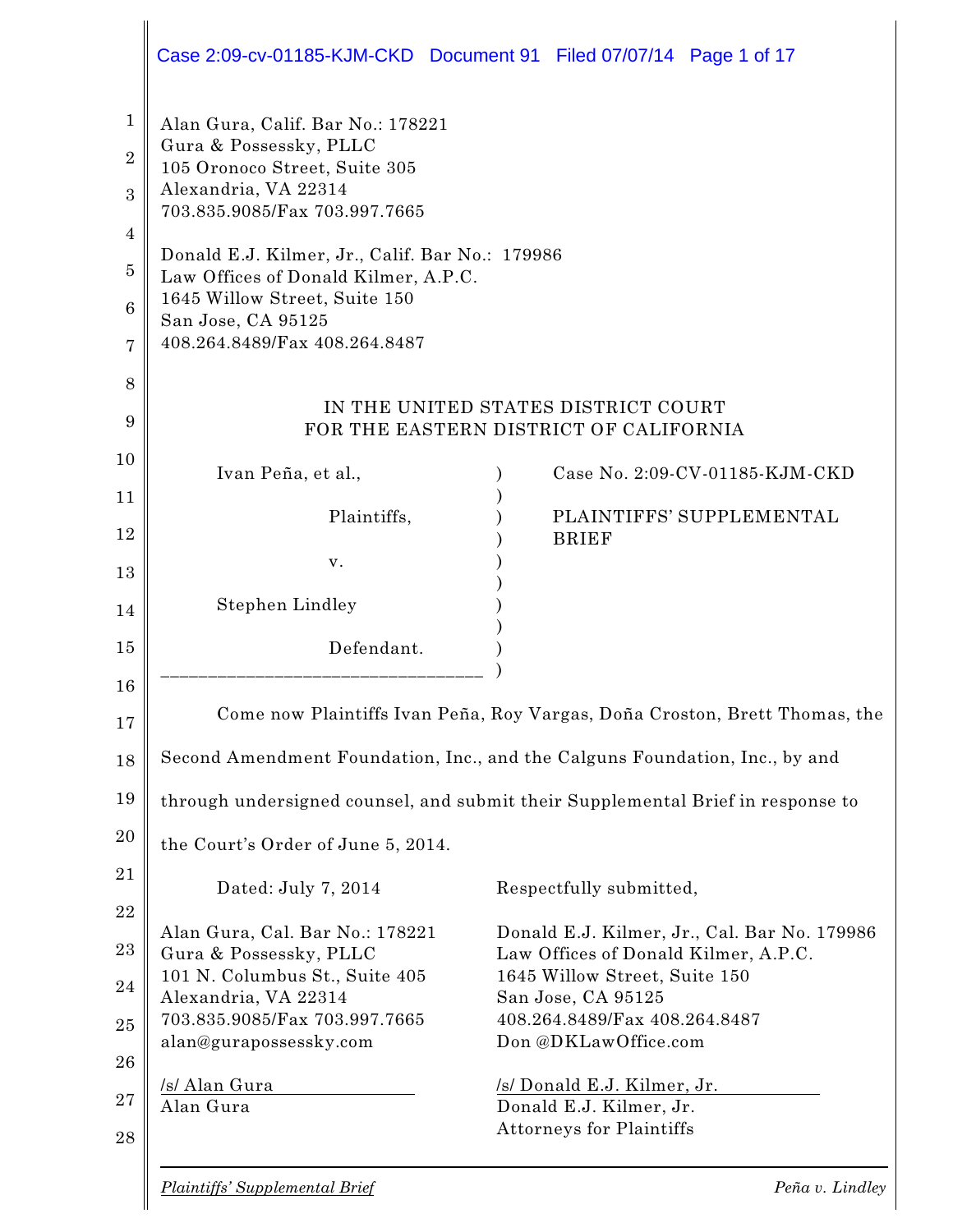Alan Gura, Calif. Bar No.: 178221
Gura & Possessky, PLLC
105 Oronoco Street, Suite 305
Alexandria, VA 22314
703.835.9085/Fax 703.997.7665

Donald E.J. Kilmer, Jr., Calif. Bar No.: 179986
Law Offices of Donald Kilmer, A.P.C.
1645 Willow Street, Suite 150
San Jose, CA 95125
408.264.8489/Fax 408.264.8487

IN THE UNITED STATES DISTRICT COURT
FOR THE EASTERN DISTRICT OF CALIFORNIA

| | |
|---|---|
| Ivan Peña, et al.,<br><br>Plaintiffs,<br><br>v.<br><br>Stephen Lindley<br><br>Defendant. | Case No. 2:09-CV-01185-KJM-CKD<br><br>PLAINTIFFS' SUPPLEMENTAL BRIEF |

Come now Plaintiffs Ivan Peña, Roy Vargas, Doña Croston, Brett Thomas, the Second Amendment Foundation, Inc., and the Calguns Foundation, Inc., by and through undersigned counsel, and submit their Supplemental Brief in response to the Court's Order of June 5, 2014.

Dated: July 7, 2014

Respectfully submitted,

Alan Gura, Cal. Bar No.: 178221
Gura & Possessky, PLLC
101 N. Columbus St., Suite 405
Alexandria, VA 22314
703.835.9085/Fax 703.997.7665
alan@gurapossessky.com

/s/ Alan Gura
Alan Gura

Donald E.J. Kilmer, Jr., Cal. Bar No. 179986
Law Offices of Donald Kilmer, A.P.C.
1645 Willow Street, Suite 150
San Jose, CA 95125
408.264.8489/Fax 408.264.8487
Don @DKLawOffice.com

/s/ Donald E.J. Kilmer, Jr.
Donald E.J. Kilmer, Jr.
Attorneys for Plaintiffs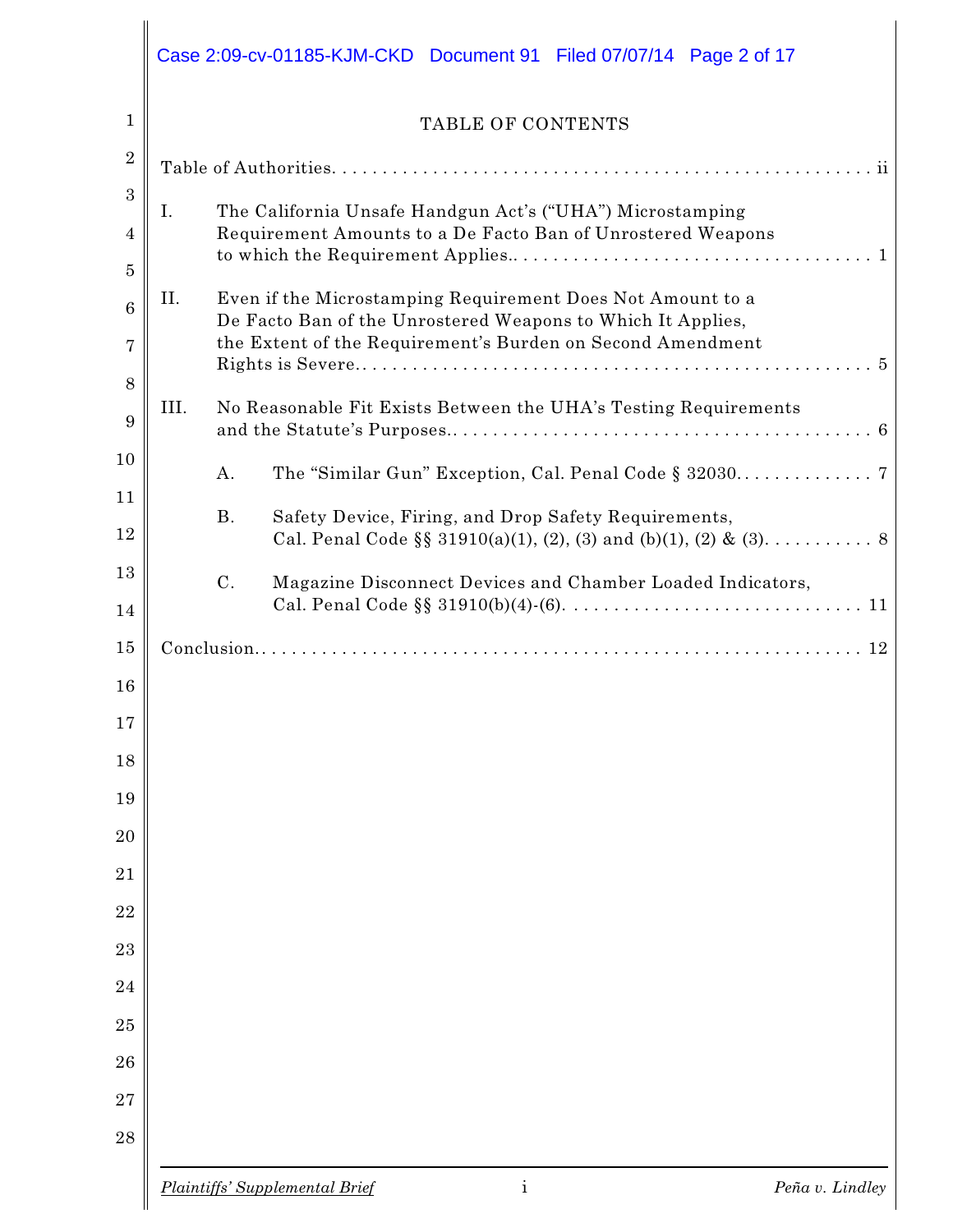# TABLE OF CONTENTS

Table of Authorities. . . . . . . . . . . . . . . . . . . . . . . . . . . . . . . . . . . . . . . . . . . . . . . . . . . . . . . ii

I. The California Unsafe Handgun Act's ("UHA") Microstamping Requirement Amounts to a De Facto Ban of Unrostered Weapons to which the Requirement Applies.. . . . . . . . . . . . . . . . . . . . . . . . . . . . . . . . . . . 1

II. Even if the Microstamping Requirement Does Not Amount to a De Facto Ban of the Unrostered Weapons to Which It Applies, the Extent of the Requirement's Burden on Second Amendment Rights is Severe.. . . . . . . . . . . . . . . . . . . . . . . . . . . . . . . . . . . . . . . . . . . . . . . . . . . 5

III. No Reasonable Fit Exists Between the UHA's Testing Requirements and the Statute's Purposes.. . . . . . . . . . . . . . . . . . . . . . . . . . . . . . . . . . . . . . . . . 6

  A. The "Similar Gun" Exception, Cal. Penal Code § 32030. . . . . . . . . . . . . . 7

  B. Safety Device, Firing, and Drop Safety Requirements, Cal. Penal Code §§ 31910(a)(1), (2), (3) and (b)(1), (2) & (3). . . . . . . . . . . 8

  C. Magazine Disconnect Devices and Chamber Loaded Indicators, Cal. Penal Code §§ 31910(b)(4)-(6). . . . . . . . . . . . . . . . . . . . . . . . . . . . . . 11

Conclusion.. . . . . . . . . . . . . . . . . . . . . . . . . . . . . . . . . . . . . . . . . . . . . . . . . . . . . . . 12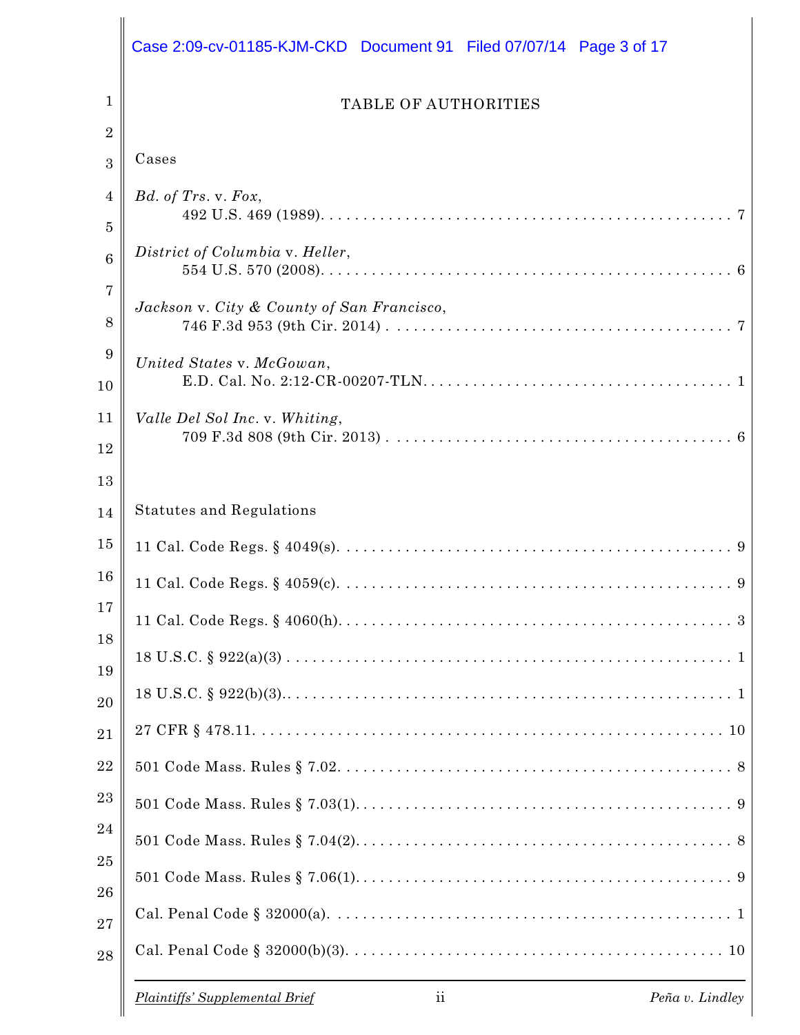# TABLE OF AUTHORITIES

## Cases

*Bd. of Trs.* v. *Fox*,
492 U.S. 469 (1989). . . . . . . . . . . . . . . . . . . . . . . . . . . . . . . . . . . . . . . . . . . . . . . . 7

*District of Columbia* v. *Heller*,
554 U.S. 570 (2008). . . . . . . . . . . . . . . . . . . . . . . . . . . . . . . . . . . . . . . . . . . . . . . . 6

*Jackson* v. *City & County of San Francisco*,
746 F.3d 953 (9th Cir. 2014) . . . . . . . . . . . . . . . . . . . . . . . . . . . . . . . . . . . . . . . . . 7

*United States* v. *McGowan*,
E.D. Cal. No. 2:12-CR-00207-TLN. . . . . . . . . . . . . . . . . . . . . . . . . . . . . . . . . . . . 1

*Valle Del Sol Inc.* v. *Whiting*,
709 F.3d 808 (9th Cir. 2013) . . . . . . . . . . . . . . . . . . . . . . . . . . . . . . . . . . . . . . . . . 6

## Statutes and Regulations

11 Cal. Code Regs. § 4049(s). . . . . . . . . . . . . . . . . . . . . . . . . . . . . . . . . . . . . . . . . . . 9

11 Cal. Code Regs. § 4059(c). . . . . . . . . . . . . . . . . . . . . . . . . . . . . . . . . . . . . . . . . . . 9

11 Cal. Code Regs. § 4060(h). . . . . . . . . . . . . . . . . . . . . . . . . . . . . . . . . . . . . . . . . . . 3

18 U.S.C. § 922(a)(3) . . . . . . . . . . . . . . . . . . . . . . . . . . . . . . . . . . . . . . . . . . . . . . . . . 1

18 U.S.C. § 922(b)(3).. . . . . . . . . . . . . . . . . . . . . . . . . . . . . . . . . . . . . . . . . . . . . . . . . 1

27 CFR § 478.11. . . . . . . . . . . . . . . . . . . . . . . . . . . . . . . . . . . . . . . . . . . . . . . . . . . . . 10

501 Code Mass. Rules § 7.02. . . . . . . . . . . . . . . . . . . . . . . . . . . . . . . . . . . . . . . . . . . . . 8

501 Code Mass. Rules § 7.03(1). . . . . . . . . . . . . . . . . . . . . . . . . . . . . . . . . . . . . . . . . . 9

501 Code Mass. Rules § 7.04(2). . . . . . . . . . . . . . . . . . . . . . . . . . . . . . . . . . . . . . . . . . 8

501 Code Mass. Rules § 7.06(1). . . . . . . . . . . . . . . . . . . . . . . . . . . . . . . . . . . . . . . . . . 9

Cal. Penal Code § 32000(a). . . . . . . . . . . . . . . . . . . . . . . . . . . . . . . . . . . . . . . . . . . . . . 1

Cal. Penal Code § 32000(b)(3). . . . . . . . . . . . . . . . . . . . . . . . . . . . . . . . . . . . . . . . . . . 10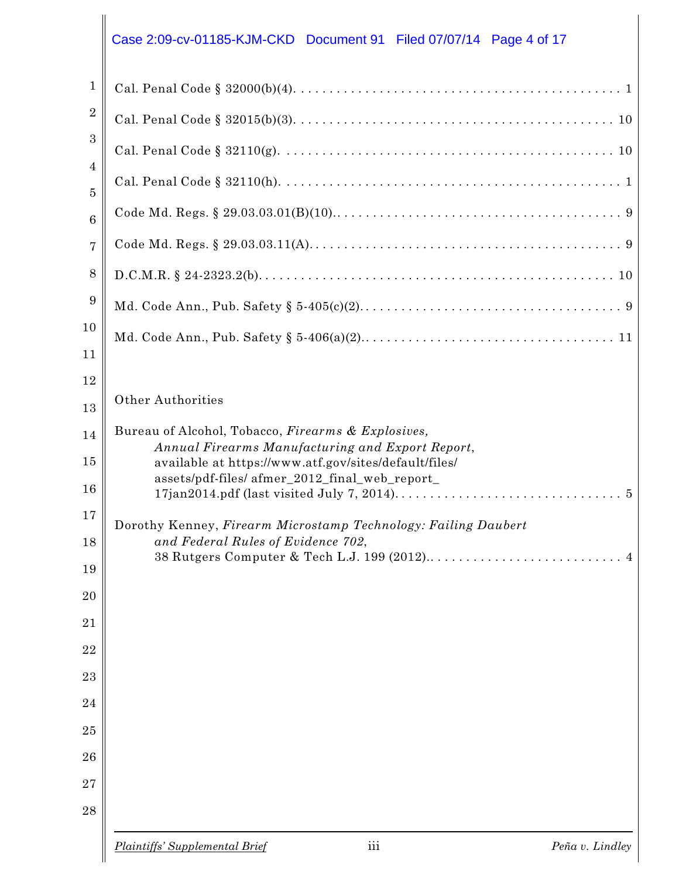Cal. Penal Code § 32000(b)(4). . . . . . . . . . . . . . . . . . . . . . . . . . . . . . . . . . . . . . . . . . . . 1

Cal. Penal Code § 32015(b)(3). . . . . . . . . . . . . . . . . . . . . . . . . . . . . . . . . . . . . . . . . . . 10

Cal. Penal Code § 32110(g). . . . . . . . . . . . . . . . . . . . . . . . . . . . . . . . . . . . . . . . . . . . . 10

Cal. Penal Code § 32110(h). . . . . . . . . . . . . . . . . . . . . . . . . . . . . . . . . . . . . . . . . . . . . . 1

Code Md. Regs. § 29.03.03.01(B)(10).. . . . . . . . . . . . . . . . . . . . . . . . . . . . . . . . . . . . . . 9

Code Md. Regs. § 29.03.03.11(A). . . . . . . . . . . . . . . . . . . . . . . . . . . . . . . . . . . . . . . . . . 9

D.C.M.R. § 24-2323.2(b). . . . . . . . . . . . . . . . . . . . . . . . . . . . . . . . . . . . . . . . . . . . . . . . 10

Md. Code Ann., Pub. Safety § 5-405(c)(2). . . . . . . . . . . . . . . . . . . . . . . . . . . . . . . . . . . 9

Md. Code Ann., Pub. Safety § 5-406(a)(2).. . . . . . . . . . . . . . . . . . . . . . . . . . . . . . . . . 11

Other Authorities

Bureau of Alcohol, Tobacco, *Firearms & Explosives, Annual Firearms Manufacturing and Export Report*, available at https://www.atf.gov/sites/default/files/assets/pdf-files/ afmer_2012_final_web_report_17jan2014.pdf (last visited July 7, 2014). . . . . . . . . . . . . . . . . . . . . . . . . . . . . . . . 5

Dorothy Kenney, *Firearm Microstamp Technology: Failing Daubert and Federal Rules of Evidence 702*, 38 Rutgers Computer & Tech L.J. 199 (2012).. . . . . . . . . . . . . . . . . . . . . . . . . . . 4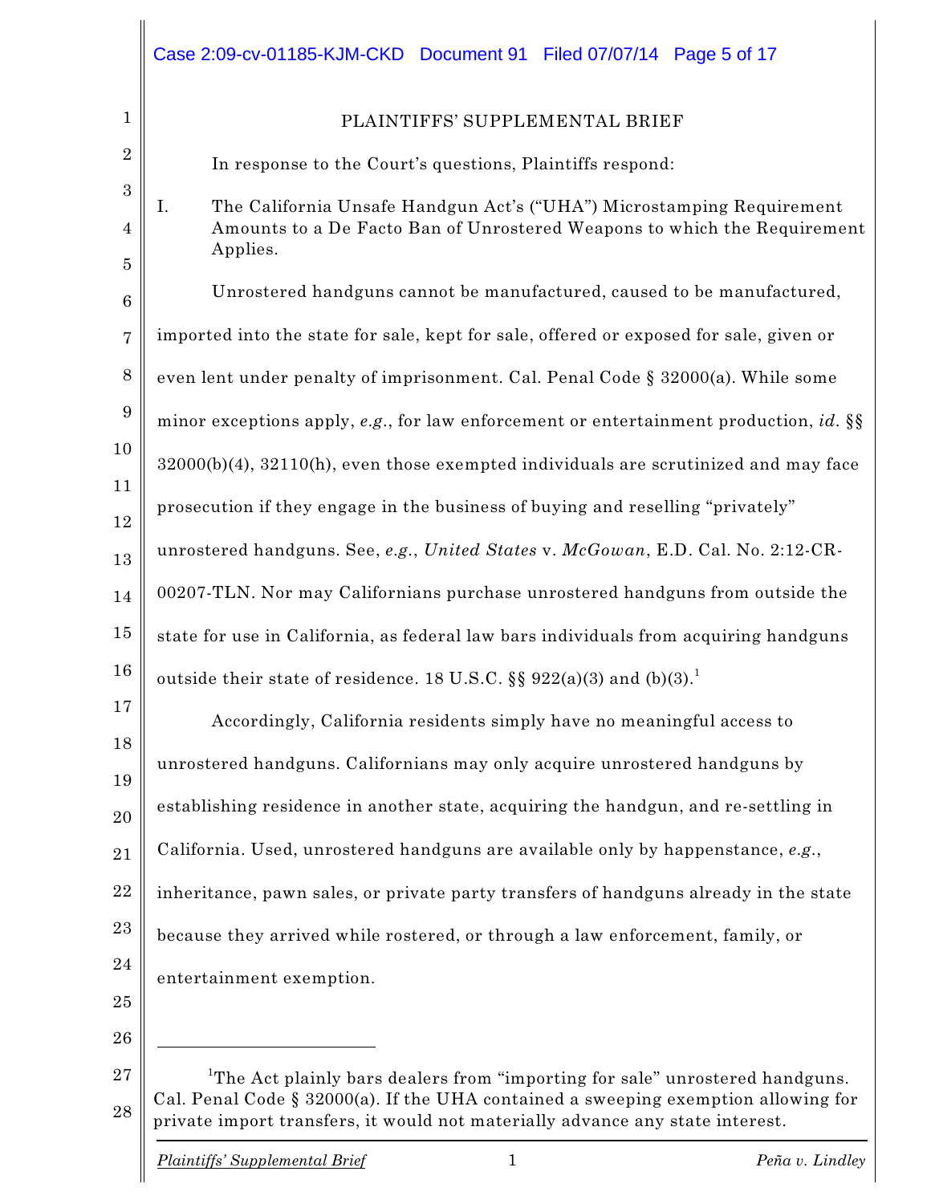# PLAINTIFFS' SUPPLEMENTAL BRIEF

In response to the Court's questions, Plaintiffs respond:

## I. The California Unsafe Handgun Act's ("UHA") Microstamping Requirement Amounts to a De Facto Ban of Unrostered Weapons to which the Requirement Applies.

Unrostered handguns cannot be manufactured, caused to be manufactured, imported into the state for sale, kept for sale, offered or exposed for sale, given or even lent under penalty of imprisonment. Cal. Penal Code § 32000(a). While some minor exceptions apply, *e.g.*, for law enforcement or entertainment production, *id.* §§ 32000(b)(4), 32110(h), even those exempted individuals are scrutinized and may face prosecution if they engage in the business of buying and reselling "privately" unrostered handguns. See, *e.g.*, *United States* v. *McGowan*, E.D. Cal. No. 2:12-CR-00207-TLN. Nor may Californians purchase unrostered handguns from outside the state for use in California, as federal law bars individuals from acquiring handguns outside their state of residence. 18 U.S.C. §§ 922(a)(3) and (b)(3).[1]

Accordingly, California residents simply have no meaningful access to unrostered handguns. Californians may only acquire unrostered handguns by establishing residence in another state, acquiring the handgun, and re-settling in California. Used, unrostered handguns are available only by happenstance, *e.g.*, inheritance, pawn sales, or private party transfers of handguns already in the state because they arrived while rostered, or through a law enforcement, family, or entertainment exemption.

---

[1] The Act plainly bars dealers from "importing for sale" unrostered handguns. Cal. Penal Code § 32000(a). If the UHA contained a sweeping exemption allowing for private import transfers, it would not materially advance any state interest.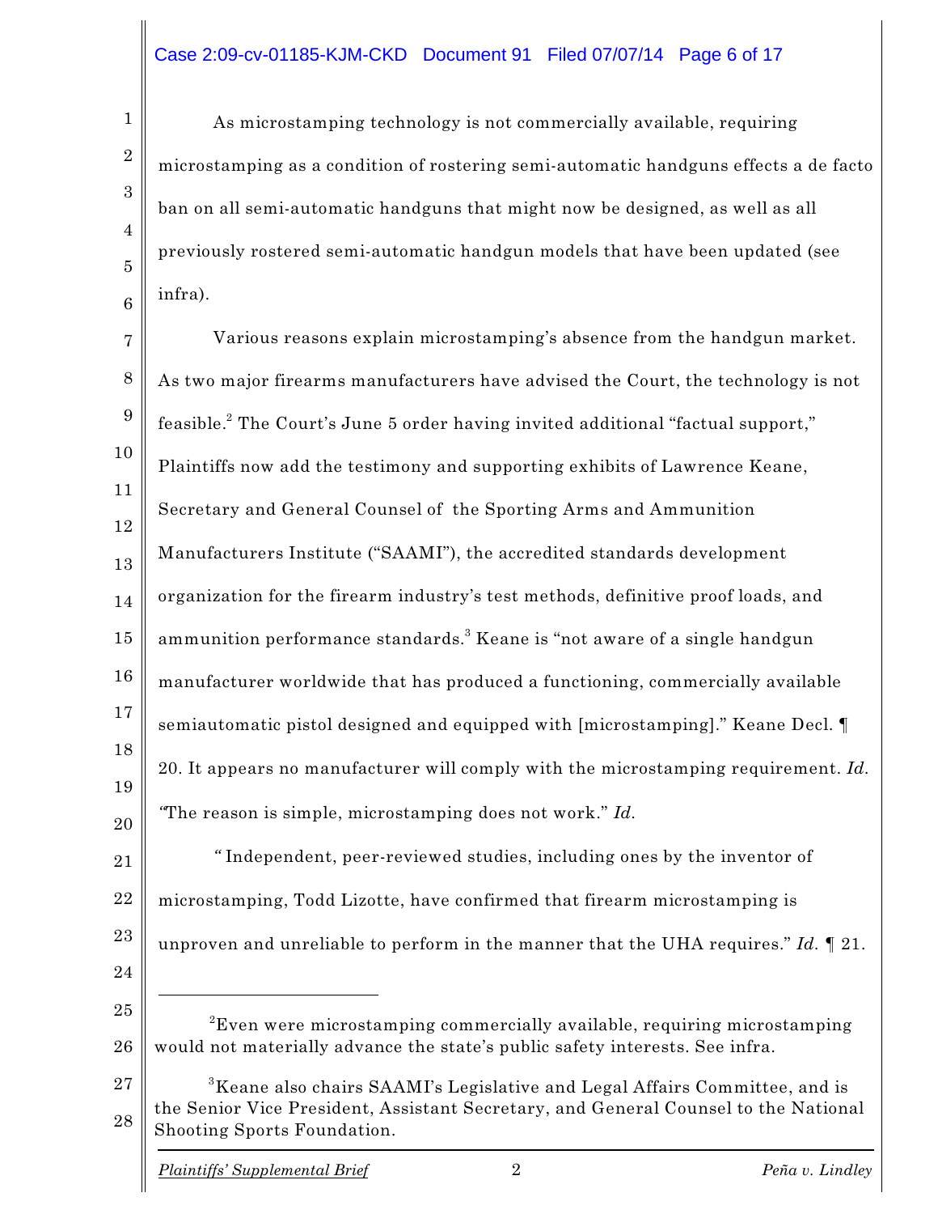As microstamping technology is not commercially available, requiring microstamping as a condition of rostering semi-automatic handguns effects a de facto ban on all semi-automatic handguns that might now be designed, as well as all previously rostered semi-automatic handgun models that have been updated (see infra).

Various reasons explain microstamping's absence from the handgun market. As two major firearms manufacturers have advised the Court, the technology is not feasible.[2] The Court's June 5 order having invited additional "factual support," Plaintiffs now add the testimony and supporting exhibits of Lawrence Keane, Secretary and General Counsel of the Sporting Arms and Ammunition Manufacturers Institute ("SAAMI"), the accredited standards development organization for the firearm industry's test methods, definitive proof loads, and ammunition performance standards.[3] Keane is "not aware of a single handgun manufacturer worldwide that has produced a functioning, commercially available semiautomatic pistol designed and equipped with [microstamping]." Keane Decl. ¶ 20. It appears no manufacturer will comply with the microstamping requirement. *Id.* "The reason is simple, microstamping does not work." *Id.*

" Independent, peer-reviewed studies, including ones by the inventor of microstamping, Todd Lizotte, have confirmed that firearm microstamping is unproven and unreliable to perform in the manner that the UHA requires." *Id.* ¶ 21.

---

[2]Even were microstamping commercially available, requiring microstamping would not materially advance the state's public safety interests. See infra.

[3]Keane also chairs SAAMI's Legislative and Legal Affairs Committee, and is the Senior Vice President, Assistant Secretary, and General Counsel to the National Shooting Sports Foundation.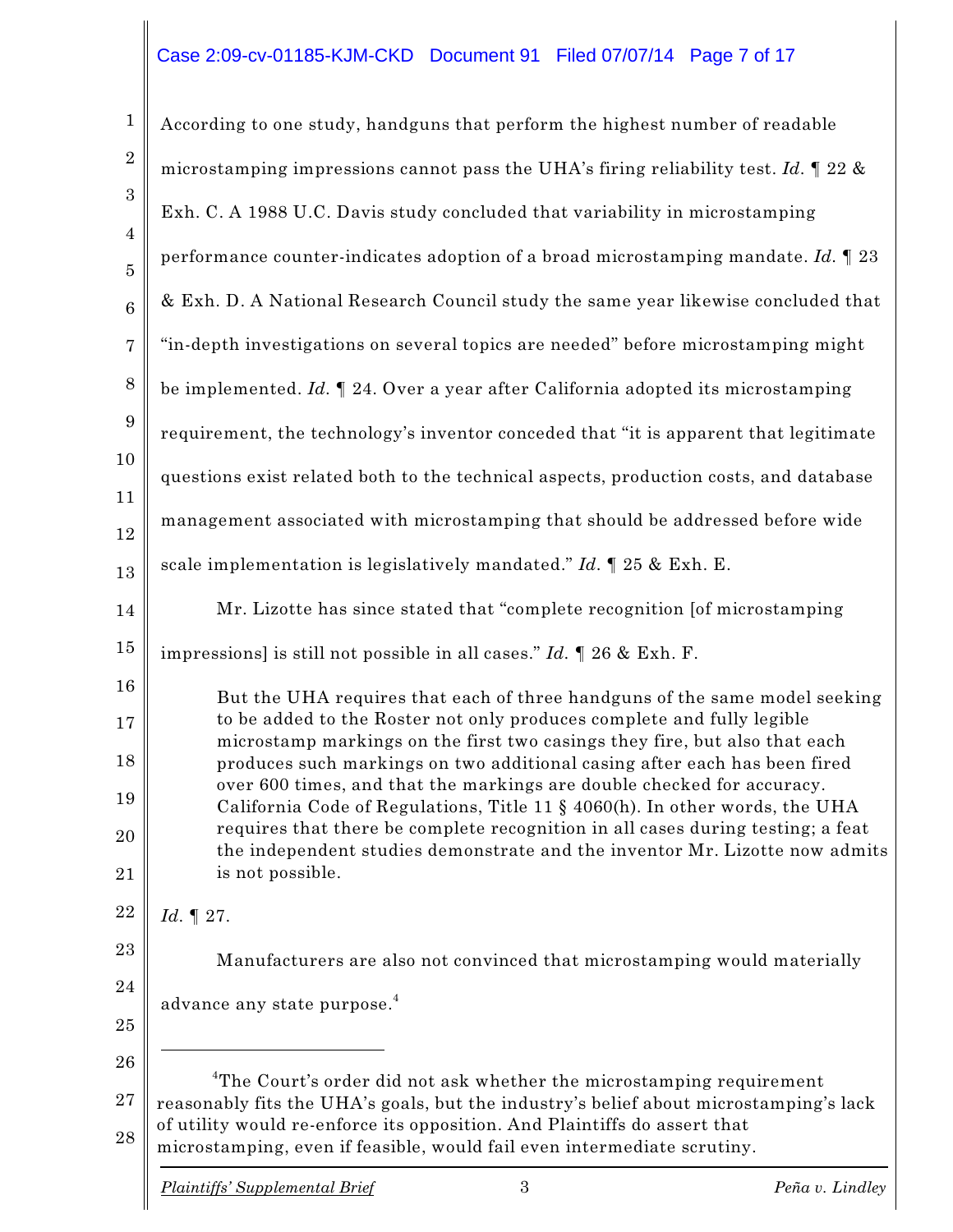According to one study, handguns that perform the highest number of readable microstamping impressions cannot pass the UHA's firing reliability test. *Id.* ¶ 22 & Exh. C. A 1988 U.C. Davis study concluded that variability in microstamping performance counter-indicates adoption of a broad microstamping mandate. *Id.* ¶ 23 & Exh. D. A National Research Council study the same year likewise concluded that "in-depth investigations on several topics are needed" before microstamping might be implemented. *Id.* ¶ 24. Over a year after California adopted its microstamping requirement, the technology's inventor conceded that "it is apparent that legitimate questions exist related both to the technical aspects, production costs, and database management associated with microstamping that should be addressed before wide scale implementation is legislatively mandated." *Id.* ¶ 25 & Exh. E.

Mr. Lizotte has since stated that "complete recognition [of microstamping impressions] is still not possible in all cases." *Id.* ¶ 26 & Exh. F.

> But the UHA requires that each of three handguns of the same model seeking to be added to the Roster not only produces complete and fully legible microstamp markings on the first two casings they fire, but also that each produces such markings on two additional casing after each has been fired over 600 times, and that the markings are double checked for accuracy. California Code of Regulations, Title 11 § 4060(h). In other words, the UHA requires that there be complete recognition in all cases during testing; a feat the independent studies demonstrate and the inventor Mr. Lizotte now admits is not possible.

*Id.* ¶ 27.

Manufacturers are also not convinced that microstamping would materially advance any state purpose.[4]

---

[4]The Court's order did not ask whether the microstamping requirement reasonably fits the UHA's goals, but the industry's belief about microstamping's lack of utility would re-enforce its opposition. And Plaintiffs do assert that microstamping, even if feasible, would fail even intermediate scrutiny.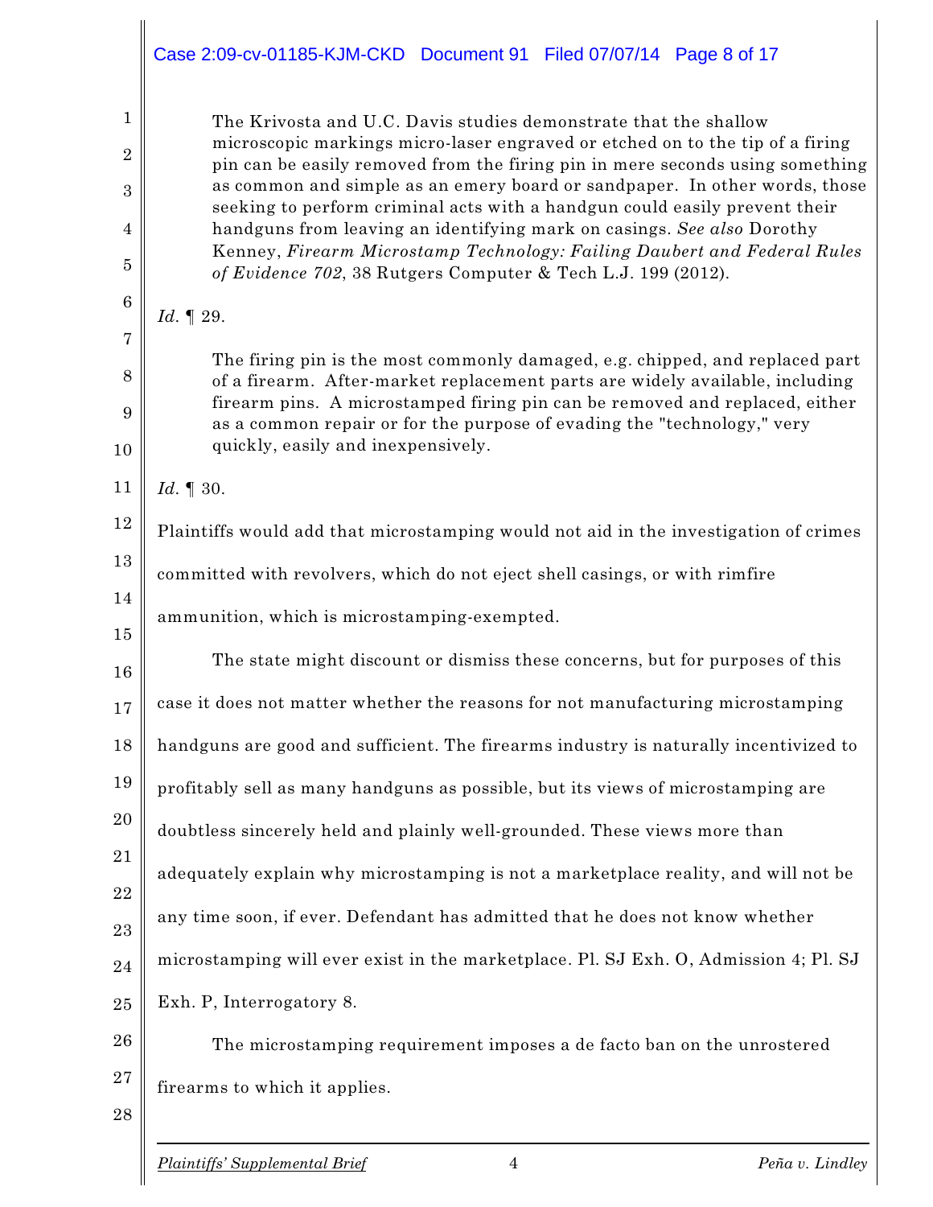> The Krivosta and U.C. Davis studies demonstrate that the shallow microscopic markings micro-laser engraved or etched on to the tip of a firing pin can be easily removed from the firing pin in mere seconds using something as common and simple as an emery board or sandpaper. In other words, those seeking to perform criminal acts with a handgun could easily prevent their handguns from leaving an identifying mark on casings. *See also* Dorothy Kenney, *Firearm Microstamp Technology: Failing Daubert and Federal Rules of Evidence 702*, 38 Rutgers Computer & Tech L.J. 199 (2012).

*Id.* ¶ 29.

> The firing pin is the most commonly damaged, e.g. chipped, and replaced part of a firearm. After-market replacement parts are widely available, including firearm pins. A microstamped firing pin can be removed and replaced, either as a common repair or for the purpose of evading the "technology," very quickly, easily and inexpensively.

*Id.* ¶ 30.

Plaintiffs would add that microstamping would not aid in the investigation of crimes committed with revolvers, which do not eject shell casings, or with rimfire ammunition, which is microstamping-exempted.

The state might discount or dismiss these concerns, but for purposes of this case it does not matter whether the reasons for not manufacturing microstamping handguns are good and sufficient. The firearms industry is naturally incentivized to profitably sell as many handguns as possible, but its views of microstamping are doubtless sincerely held and plainly well-grounded. These views more than adequately explain why microstamping is not a marketplace reality, and will not be any time soon, if ever. Defendant has admitted that he does not know whether microstamping will ever exist in the marketplace. Pl. SJ Exh. O, Admission 4; Pl. SJ Exh. P, Interrogatory 8.

The microstamping requirement imposes a de facto ban on the unrostered firearms to which it applies.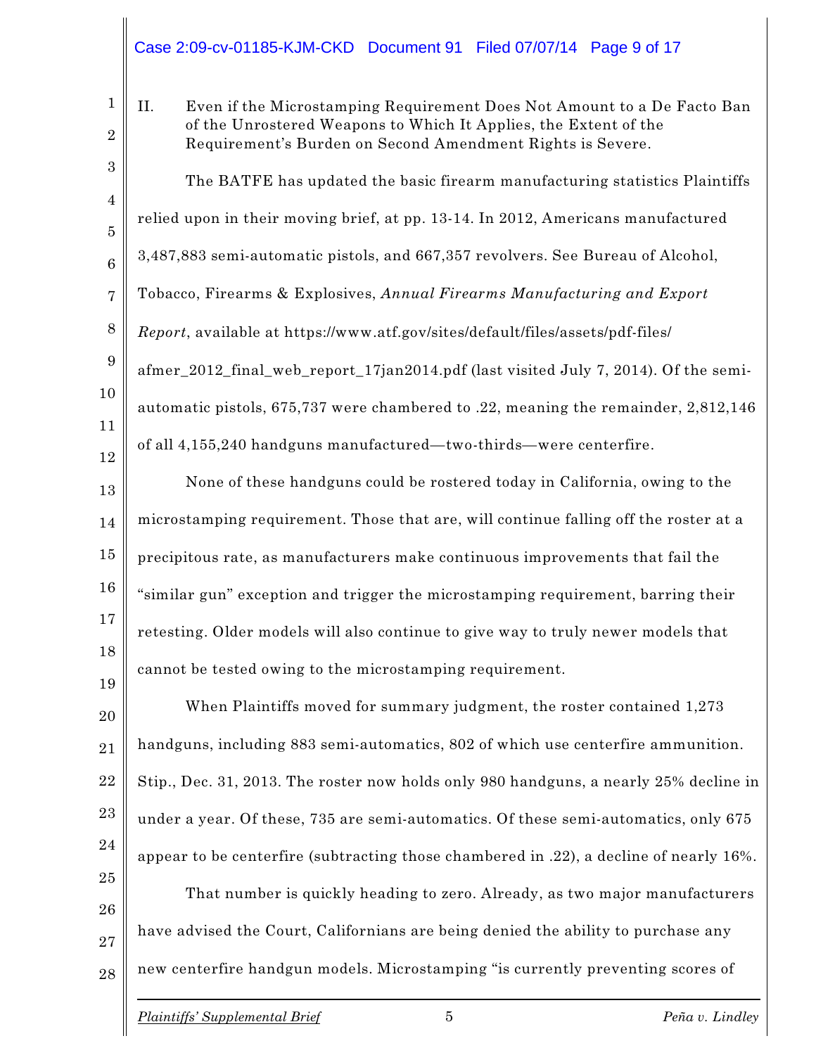## II. Even if the Microstamping Requirement Does Not Amount to a De Facto Ban of the Unrostered Weapons to Which It Applies, the Extent of the Requirement's Burden on Second Amendment Rights is Severe.

The BATFE has updated the basic firearm manufacturing statistics Plaintiffs relied upon in their moving brief, at pp. 13-14. In 2012, Americans manufactured 3,487,883 semi-automatic pistols, and 667,357 revolvers. See Bureau of Alcohol, Tobacco, Firearms & Explosives, *Annual Firearms Manufacturing and Export Report*, available at https://www.atf.gov/sites/default/files/assets/pdf-files/afmer_2012_final_web_report_17jan2014.pdf (last visited July 7, 2014). Of the semi-automatic pistols, 675,737 were chambered to .22, meaning the remainder, 2,812,146 of all 4,155,240 handguns manufactured—two-thirds—were centerfire.

None of these handguns could be rostered today in California, owing to the microstamping requirement. Those that are, will continue falling off the roster at a precipitous rate, as manufacturers make continuous improvements that fail the "similar gun" exception and trigger the microstamping requirement, barring their retesting. Older models will also continue to give way to truly newer models that cannot be tested owing to the microstamping requirement.

When Plaintiffs moved for summary judgment, the roster contained 1,273 handguns, including 883 semi-automatics, 802 of which use centerfire ammunition. Stip., Dec. 31, 2013. The roster now holds only 980 handguns, a nearly 25% decline in under a year. Of these, 735 are semi-automatics. Of these semi-automatics, only 675 appear to be centerfire (subtracting those chambered in .22), a decline of nearly 16%.

That number is quickly heading to zero. Already, as two major manufacturers have advised the Court, Californians are being denied the ability to purchase any new centerfire handgun models. Microstamping "is currently preventing scores of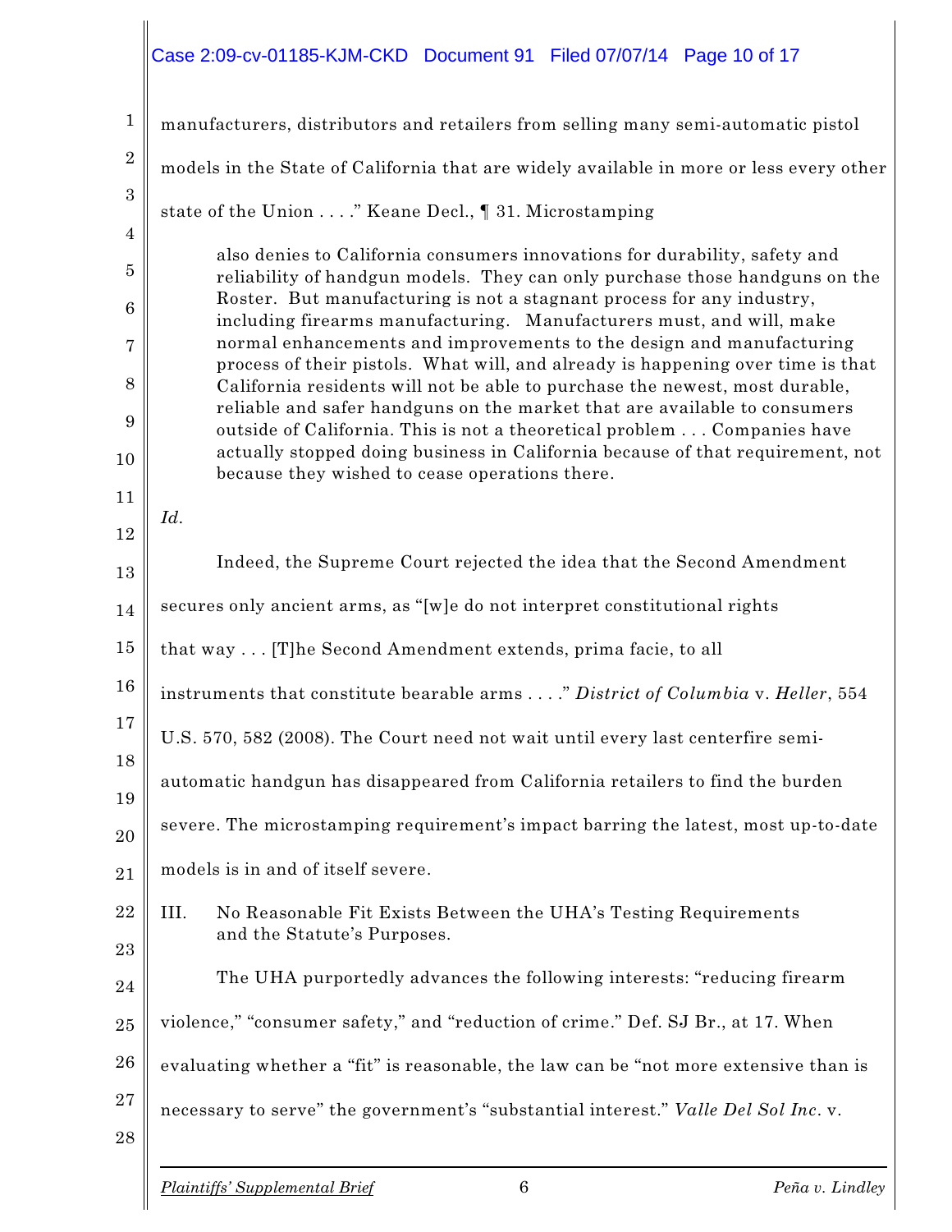manufacturers, distributors and retailers from selling many semi-automatic pistol models in the State of California that are widely available in more or less every other state of the Union . . . ." Keane Decl., ¶ 31. Microstamping

> also denies to California consumers innovations for durability, safety and reliability of handgun models. They can only purchase those handguns on the Roster. But manufacturing is not a stagnant process for any industry, including firearms manufacturing. Manufacturers must, and will, make normal enhancements and improvements to the design and manufacturing process of their pistols. What will, and already is happening over time is that California residents will not be able to purchase the newest, most durable, reliable and safer handguns on the market that are available to consumers outside of California. This is not a theoretical problem . . . Companies have actually stopped doing business in California because of that requirement, not because they wished to cease operations there.

*Id.*

Indeed, the Supreme Court rejected the idea that the Second Amendment secures only ancient arms, as "[w]e do not interpret constitutional rights that way . . . [T]he Second Amendment extends, prima facie, to all instruments that constitute bearable arms . . . ." *District of Columbia* v. *Heller*, 554 U.S. 570, 582 (2008). The Court need not wait until every last centerfire semi-automatic handgun has disappeared from California retailers to find the burden severe. The microstamping requirement's impact barring the latest, most up-to-date models is in and of itself severe.

## III. No Reasonable Fit Exists Between the UHA's Testing Requirements and the Statute's Purposes.

The UHA purportedly advances the following interests: "reducing firearm violence," "consumer safety," and "reduction of crime." Def. SJ Br., at 17. When evaluating whether a "fit" is reasonable, the law can be "not more extensive than is necessary to serve" the government's "substantial interest." *Valle Del Sol Inc.* v.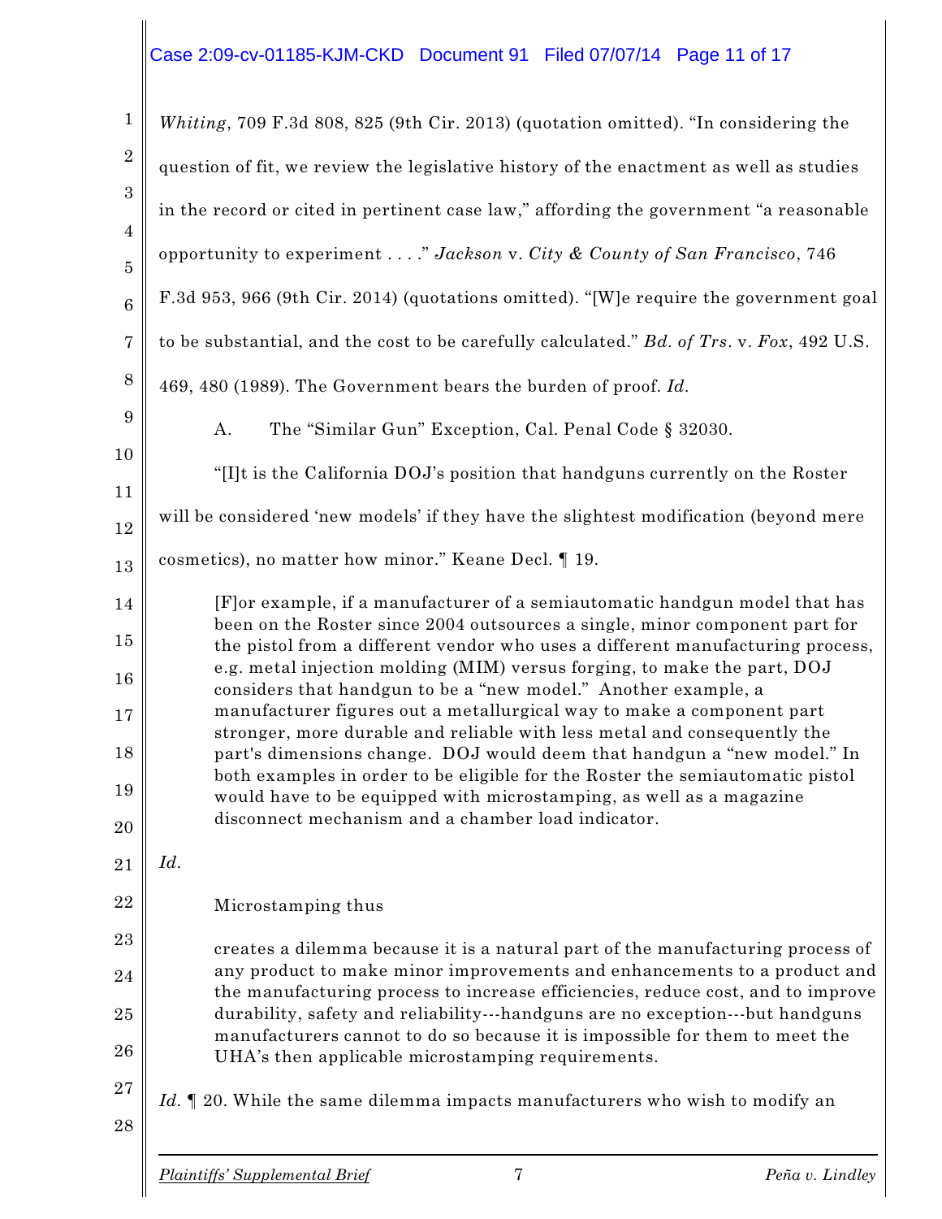*Whiting*, 709 F.3d 808, 825 (9th Cir. 2013) (quotation omitted). "In considering the question of fit, we review the legislative history of the enactment as well as studies in the record or cited in pertinent case law," affording the government "a reasonable opportunity to experiment . . . ." *Jackson* v. *City & County of San Francisco*, 746 F.3d 953, 966 (9th Cir. 2014) (quotations omitted). "[W]e require the government goal to be substantial, and the cost to be carefully calculated." *Bd. of Trs.* v. *Fox*, 492 U.S. 469, 480 (1989). The Government bears the burden of proof. *Id.*

A. The "Similar Gun" Exception, Cal. Penal Code § 32030.

"[I]t is the California DOJ's position that handguns currently on the Roster will be considered 'new models' if they have the slightest modification (beyond mere cosmetics), no matter how minor." Keane Decl. ¶ 19.

> [F]or example, if a manufacturer of a semiautomatic handgun model that has been on the Roster since 2004 outsources a single, minor component part for the pistol from a different vendor who uses a different manufacturing process, e.g. metal injection molding (MIM) versus forging, to make the part, DOJ considers that handgun to be a "new model." Another example, a manufacturer figures out a metallurgical way to make a component part stronger, more durable and reliable with less metal and consequently the part's dimensions change. DOJ would deem that handgun a "new model." In both examples in order to be eligible for the Roster the semiautomatic pistol would have to be equipped with microstamping, as well as a magazine disconnect mechanism and a chamber load indicator.

*Id.*

Microstamping thus

> creates a dilemma because it is a natural part of the manufacturing process of any product to make minor improvements and enhancements to a product and the manufacturing process to increase efficiencies, reduce cost, and to improve durability, safety and reliability---handguns are no exception---but handguns manufacturers cannot to do so because it is impossible for them to meet the UHA's then applicable microstamping requirements.

*Id.* ¶ 20. While the same dilemma impacts manufacturers who wish to modify an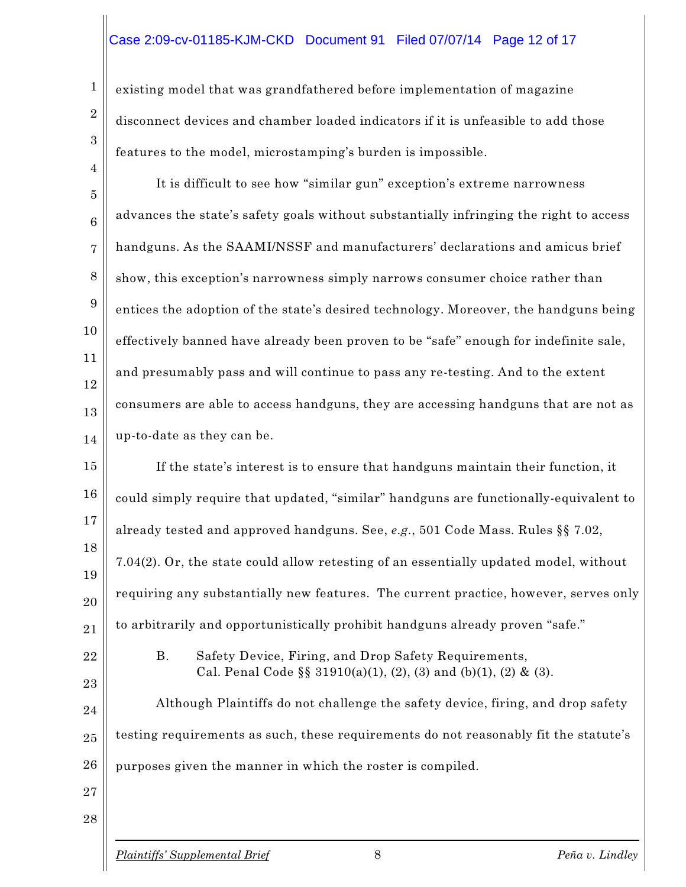existing model that was grandfathered before implementation of magazine disconnect devices and chamber loaded indicators if it is unfeasible to add those features to the model, microstamping's burden is impossible.

It is difficult to see how "similar gun" exception's extreme narrowness advances the state's safety goals without substantially infringing the right to access handguns. As the SAAMI/NSSF and manufacturers' declarations and amicus brief show, this exception's narrowness simply narrows consumer choice rather than entices the adoption of the state's desired technology. Moreover, the handguns being effectively banned have already been proven to be "safe" enough for indefinite sale, and presumably pass and will continue to pass any re-testing. And to the extent consumers are able to access handguns, they are accessing handguns that are not as up-to-date as they can be.

If the state's interest is to ensure that handguns maintain their function, it could simply require that updated, "similar" handguns are functionally-equivalent to already tested and approved handguns. See, *e.g.*, 501 Code Mass. Rules §§ 7.02, 7.04(2). Or, the state could allow retesting of an essentially updated model, without requiring any substantially new features. The current practice, however, serves only to arbitrarily and opportunistically prohibit handguns already proven "safe."

B. Safety Device, Firing, and Drop Safety Requirements, Cal. Penal Code §§ 31910(a)(1), (2), (3) and (b)(1), (2) & (3).

Although Plaintiffs do not challenge the safety device, firing, and drop safety testing requirements as such, these requirements do not reasonably fit the statute's purposes given the manner in which the roster is compiled.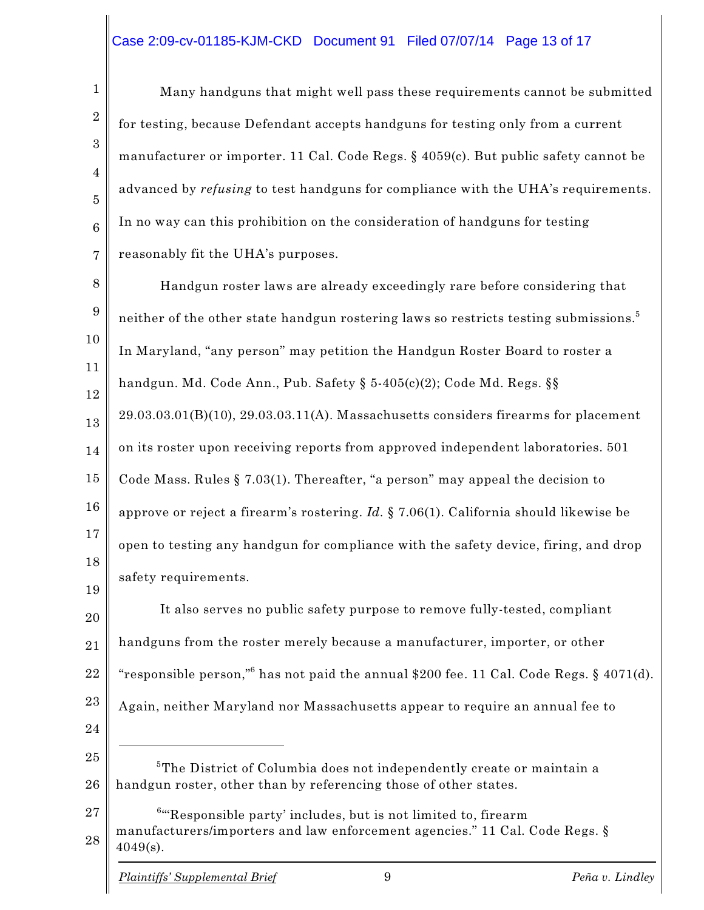Many handguns that might well pass these requirements cannot be submitted for testing, because Defendant accepts handguns for testing only from a current manufacturer or importer. 11 Cal. Code Regs. § 4059(c). But public safety cannot be advanced by *refusing* to test handguns for compliance with the UHA's requirements. In no way can this prohibition on the consideration of handguns for testing reasonably fit the UHA's purposes.

Handgun roster laws are already exceedingly rare before considering that neither of the other state handgun rostering laws so restricts testing submissions.[5] In Maryland, "any person" may petition the Handgun Roster Board to roster a handgun. Md. Code Ann., Pub. Safety § 5-405(c)(2); Code Md. Regs. §§ 29.03.03.01(B)(10), 29.03.03.11(A). Massachusetts considers firearms for placement on its roster upon receiving reports from approved independent laboratories. 501 Code Mass. Rules § 7.03(1). Thereafter, "a person" may appeal the decision to approve or reject a firearm's rostering. *Id*. § 7.06(1). California should likewise be open to testing any handgun for compliance with the safety device, firing, and drop safety requirements.

It also serves no public safety purpose to remove fully-tested, compliant handguns from the roster merely because a manufacturer, importer, or other "responsible person,"[6] has not paid the annual $200 fee. 11 Cal. Code Regs. § 4071(d). Again, neither Maryland nor Massachusetts appear to require an annual fee to

---

[5]The District of Columbia does not independently create or maintain a handgun roster, other than by referencing those of other states.

[6]"'Responsible party' includes, but is not limited to, firearm manufacturers/importers and law enforcement agencies." 11 Cal. Code Regs. § 4049(s).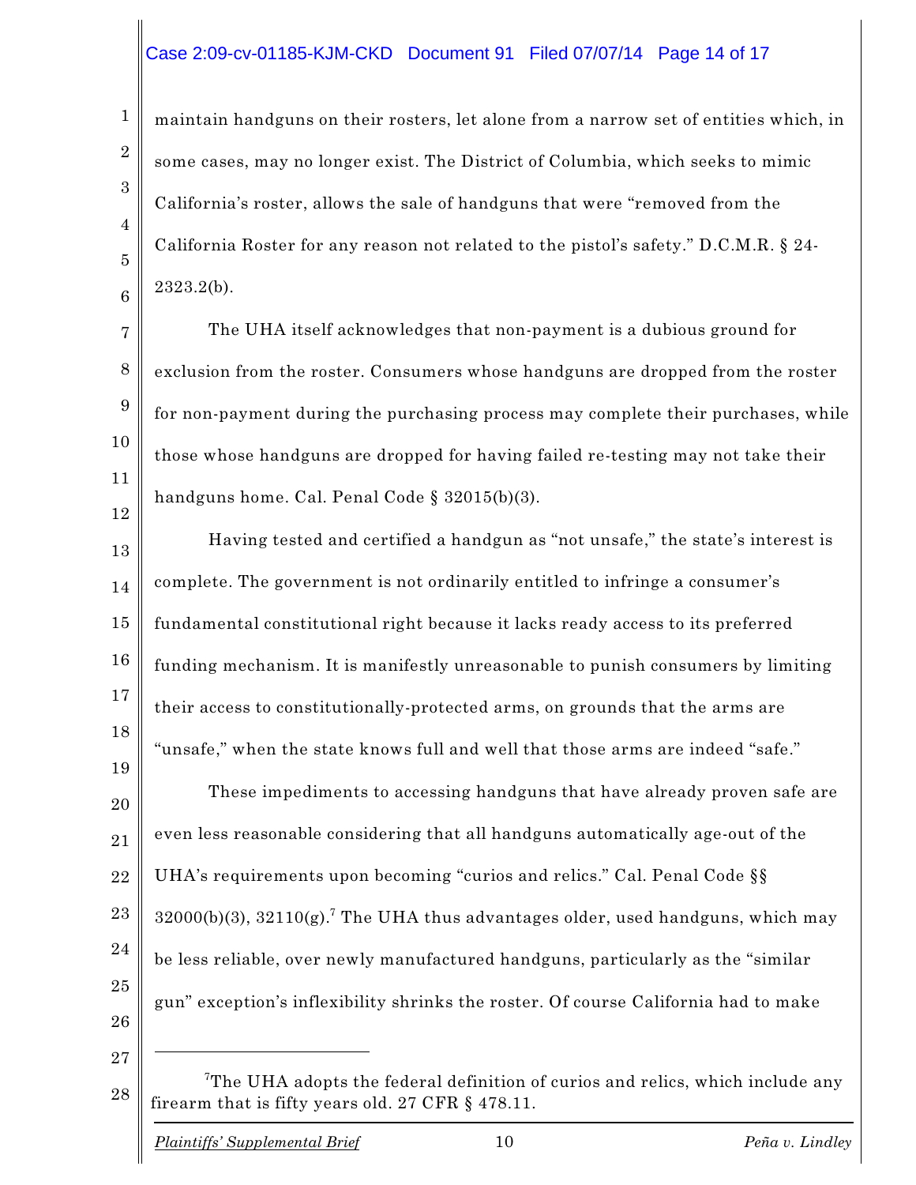maintain handguns on their rosters, let alone from a narrow set of entities which, in some cases, may no longer exist. The District of Columbia, which seeks to mimic California's roster, allows the sale of handguns that were "removed from the California Roster for any reason not related to the pistol's safety." D.C.M.R. § 24-2323.2(b).

The UHA itself acknowledges that non-payment is a dubious ground for exclusion from the roster. Consumers whose handguns are dropped from the roster for non-payment during the purchasing process may complete their purchases, while those whose handguns are dropped for having failed re-testing may not take their handguns home. Cal. Penal Code § 32015(b)(3).

Having tested and certified a handgun as "not unsafe," the state's interest is complete. The government is not ordinarily entitled to infringe a consumer's fundamental constitutional right because it lacks ready access to its preferred funding mechanism. It is manifestly unreasonable to punish consumers by limiting their access to constitutionally-protected arms, on grounds that the arms are "unsafe," when the state knows full and well that those arms are indeed "safe."

These impediments to accessing handguns that have already proven safe are even less reasonable considering that all handguns automatically age-out of the UHA's requirements upon becoming "curios and relics." Cal. Penal Code §§ 32000(b)(3), 32110(g).[7] The UHA thus advantages older, used handguns, which may be less reliable, over newly manufactured handguns, particularly as the "similar gun" exception's inflexibility shrinks the roster. Of course California had to make

---

[7] The UHA adopts the federal definition of curios and relics, which include any firearm that is fifty years old. 27 CFR § 478.11.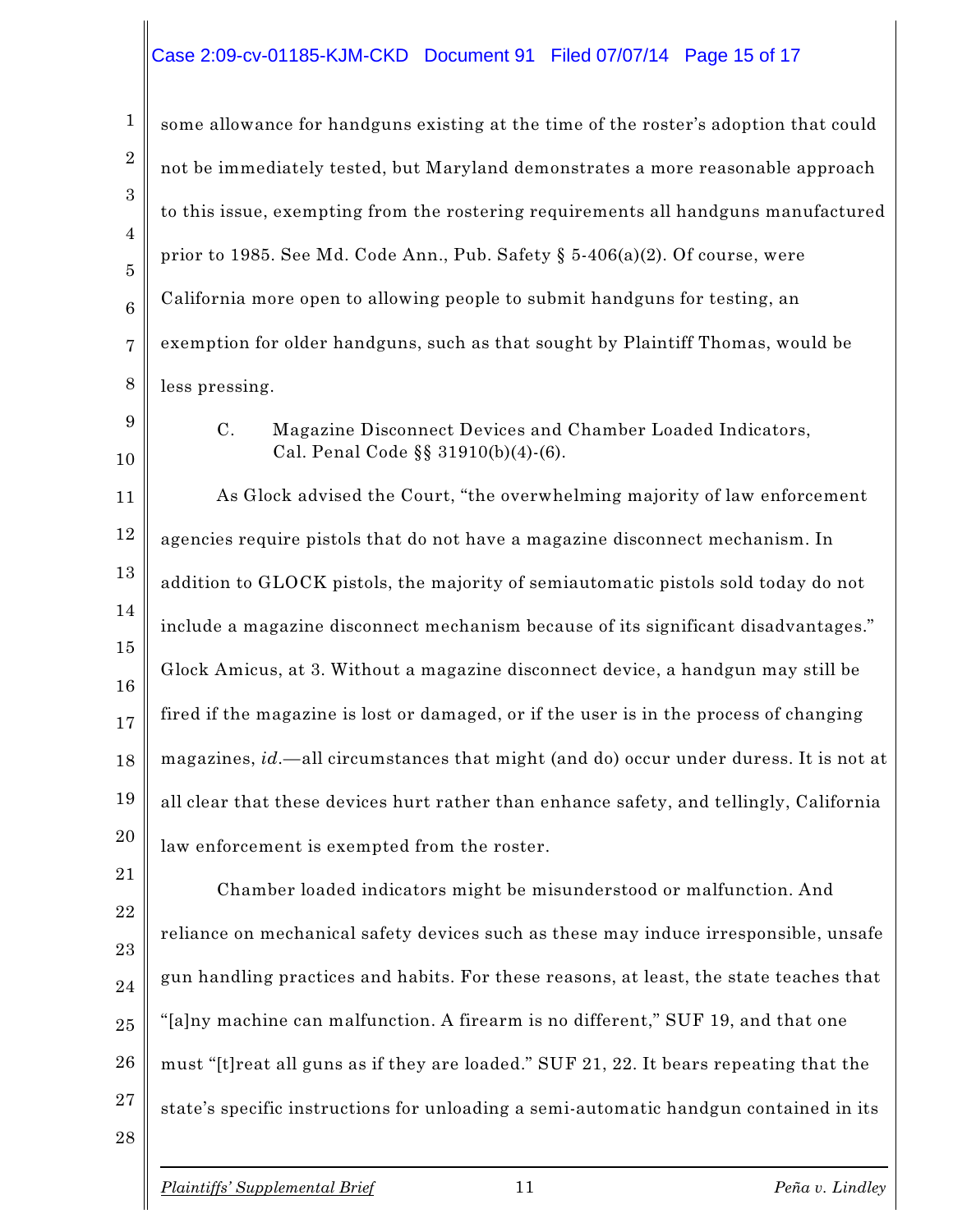some allowance for handguns existing at the time of the roster's adoption that could not be immediately tested, but Maryland demonstrates a more reasonable approach to this issue, exempting from the rostering requirements all handguns manufactured prior to 1985. See Md. Code Ann., Pub. Safety § 5-406(a)(2). Of course, were California more open to allowing people to submit handguns for testing, an exemption for older handguns, such as that sought by Plaintiff Thomas, would be less pressing.

C. Magazine Disconnect Devices and Chamber Loaded Indicators, Cal. Penal Code §§ 31910(b)(4)-(6).

As Glock advised the Court, "the overwhelming majority of law enforcement agencies require pistols that do not have a magazine disconnect mechanism. In addition to GLOCK pistols, the majority of semiautomatic pistols sold today do not include a magazine disconnect mechanism because of its significant disadvantages." Glock Amicus, at 3. Without a magazine disconnect device, a handgun may still be fired if the magazine is lost or damaged, or if the user is in the process of changing magazines, *id*.—all circumstances that might (and do) occur under duress. It is not at all clear that these devices hurt rather than enhance safety, and tellingly, California law enforcement is exempted from the roster.

Chamber loaded indicators might be misunderstood or malfunction. And reliance on mechanical safety devices such as these may induce irresponsible, unsafe gun handling practices and habits. For these reasons, at least, the state teaches that "[a]ny machine can malfunction. A firearm is no different," SUF 19, and that one must "[t]reat all guns as if they are loaded." SUF 21, 22. It bears repeating that the state's specific instructions for unloading a semi-automatic handgun contained in its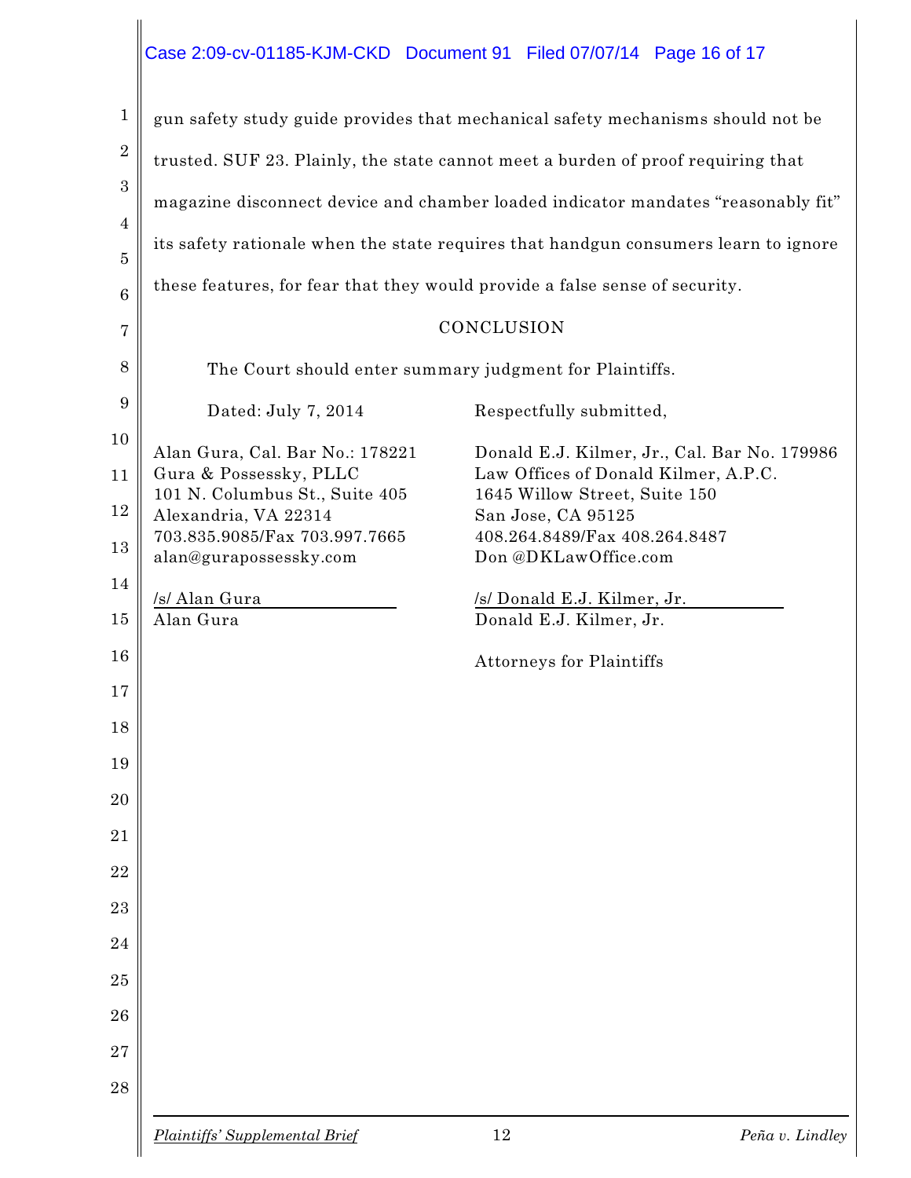gun safety study guide provides that mechanical safety mechanisms should not be trusted. SUF 23. Plainly, the state cannot meet a burden of proof requiring that magazine disconnect device and chamber loaded indicator mandates "reasonably fit" its safety rationale when the state requires that handgun consumers learn to ignore these features, for fear that they would provide a false sense of security.

## CONCLUSION

The Court should enter summary judgment for Plaintiffs.

Dated: July 7, 2014

Respectfully submitted,

Alan Gura, Cal. Bar No.: 178221
Gura & Possessky, PLLC
101 N. Columbus St., Suite 405
Alexandria, VA 22314
703.835.9085/Fax 703.997.7665
alan@gurapossessky.com

/s/ Alan Gura
Alan Gura

Donald E.J. Kilmer, Jr., Cal. Bar No. 179986
Law Offices of Donald Kilmer, A.P.C.
1645 Willow Street, Suite 150
San Jose, CA 95125
408.264.8489/Fax 408.264.8487
Don @DKLawOffice.com

/s/ Donald E.J. Kilmer, Jr.
Donald E.J. Kilmer, Jr.

Attorneys for Plaintiffs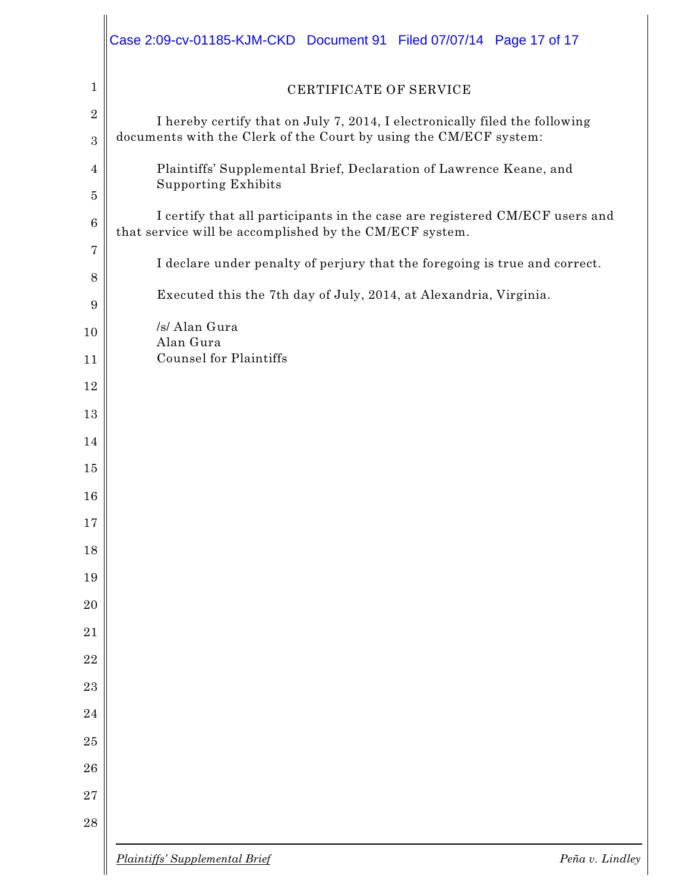# CERTIFICATE OF SERVICE

I hereby certify that on July 7, 2014, I electronically filed the following documents with the Clerk of the Court by using the CM/ECF system:

Plaintiffs' Supplemental Brief, Declaration of Lawrence Keane, and Supporting Exhibits

I certify that all participants in the case are registered CM/ECF users and that service will be accomplished by the CM/ECF system.

I declare under penalty of perjury that the foregoing is true and correct.

Executed this the 7th day of July, 2014, at Alexandria, Virginia.

/s/ Alan Gura
Alan Gura
Counsel for Plaintiffs